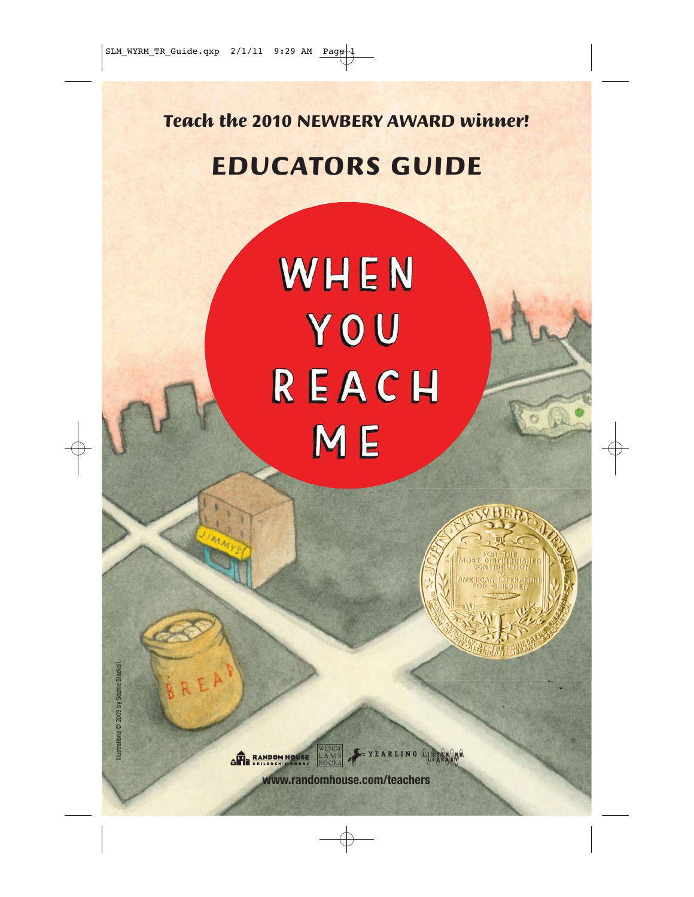*Teach the 2010 NEWBERY AWARD winner!*

# EDUCATORS GUIDE

# WHEN YOU REACH ME

Illustrations © 2009 by Sophie Blackall.

www.randomhouse.com/teachers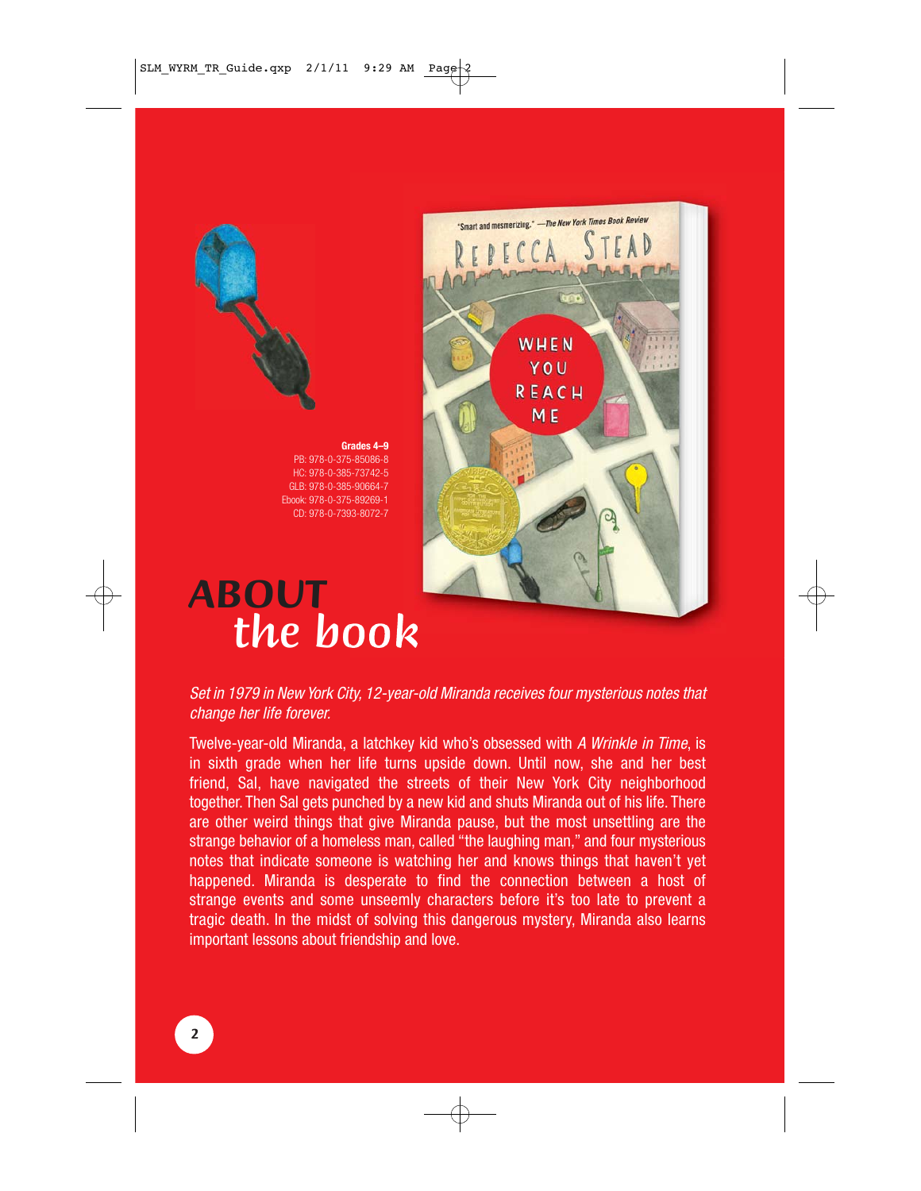**Grades 4–9**
PB: 978-0-375-85086-8
HC: 978-0-385-73742-5
GLB: 978-0-385-90664-7
Ebook: 978-0-375-89269-1
CD: 978-0-7393-8072-7

# ABOUT *the book*

*Set in 1979 in New York City, 12-year-old Miranda receives four mysterious notes that change her life forever.*

Twelve-year-old Miranda, a latchkey kid who's obsessed with *A Wrinkle in Time*, is in sixth grade when her life turns upside down. Until now, she and her best friend, Sal, have navigated the streets of their New York City neighborhood together. Then Sal gets punched by a new kid and shuts Miranda out of his life. There are other weird things that give Miranda pause, but the most unsettling are the strange behavior of a homeless man, called "the laughing man," and four mysterious notes that indicate someone is watching her and knows things that haven't yet happened. Miranda is desperate to find the connection between a host of strange events and some unseemly characters before it's too late to prevent a tragic death. In the midst of solving this dangerous mystery, Miranda also learns important lessons about friendship and love.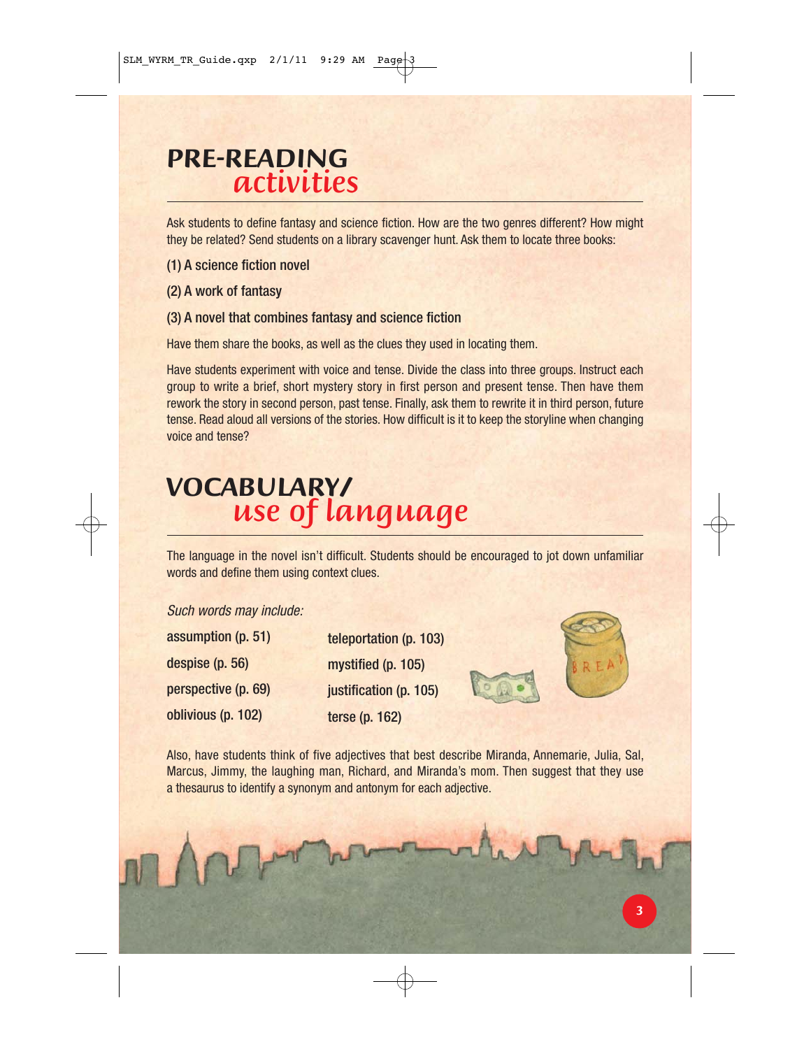## PRE-READING *activities*

Ask students to define fantasy and science fiction. How are the two genres different? How might they be related? Send students on a library scavenger hunt. Ask them to locate three books:

**(1) A science fiction novel**

**(2) A work of fantasy**

**(3) A novel that combines fantasy and science fiction**

Have them share the books, as well as the clues they used in locating them.

Have students experiment with voice and tense. Divide the class into three groups. Instruct each group to write a brief, short mystery story in first person and present tense. Then have them rework the story in second person, past tense. Finally, ask them to rewrite it in third person, future tense. Read aloud all versions of the stories. How difficult is it to keep the storyline when changing voice and tense?

## VOCABULARY/ *use of language*

The language in the novel isn't difficult. Students should be encouraged to jot down unfamiliar words and define them using context clues.

*Such words may include:*

**assumption (p. 51)**

**despise (p. 56)**

**perspective (p. 69)**

**oblivious (p. 102)**

**teleportation (p. 103)**

**mystified (p. 105)**

**justification (p. 105)**

**terse (p. 162)**

Also, have students think of five adjectives that best describe Miranda, Annemarie, Julia, Sal, Marcus, Jimmy, the laughing man, Richard, and Miranda's mom. Then suggest that they use a thesaurus to identify a synonym and antonym for each adjective.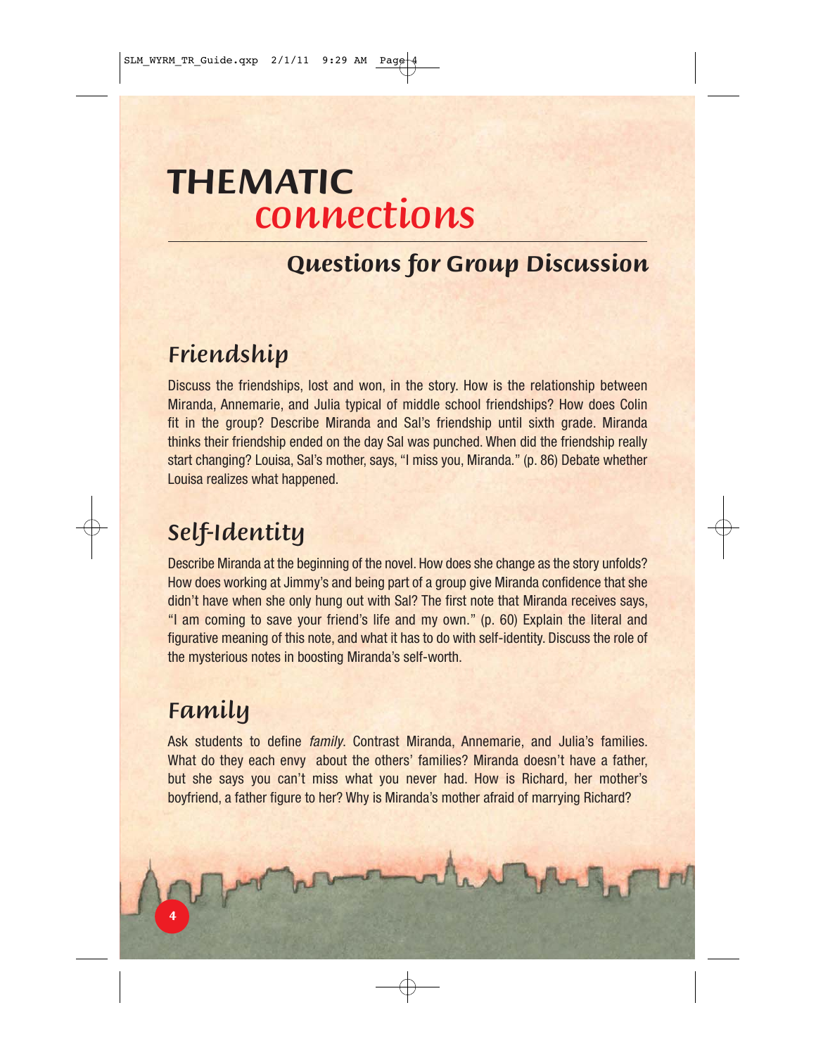# THEMATIC *connections*

## Questions for Group Discussion

### Friendship

Discuss the friendships, lost and won, in the story. How is the relationship between Miranda, Annemarie, and Julia typical of middle school friendships? How does Colin fit in the group? Describe Miranda and Sal's friendship until sixth grade. Miranda thinks their friendship ended on the day Sal was punched. When did the friendship really start changing? Louisa, Sal's mother, says, "I miss you, Miranda." (p. 86) Debate whether Louisa realizes what happened.

### Self-Identity

Describe Miranda at the beginning of the novel. How does she change as the story unfolds? How does working at Jimmy's and being part of a group give Miranda confidence that she didn't have when she only hung out with Sal? The first note that Miranda receives says, "I am coming to save your friend's life and my own." (p. 60) Explain the literal and figurative meaning of this note, and what it has to do with self-identity. Discuss the role of the mysterious notes in boosting Miranda's self-worth.

### Family

Ask students to define *family*. Contrast Miranda, Annemarie, and Julia's families. What do they each envy about the others' families? Miranda doesn't have a father, but she says you can't miss what you never had. How is Richard, her mother's boyfriend, a father figure to her? Why is Miranda's mother afraid of marrying Richard?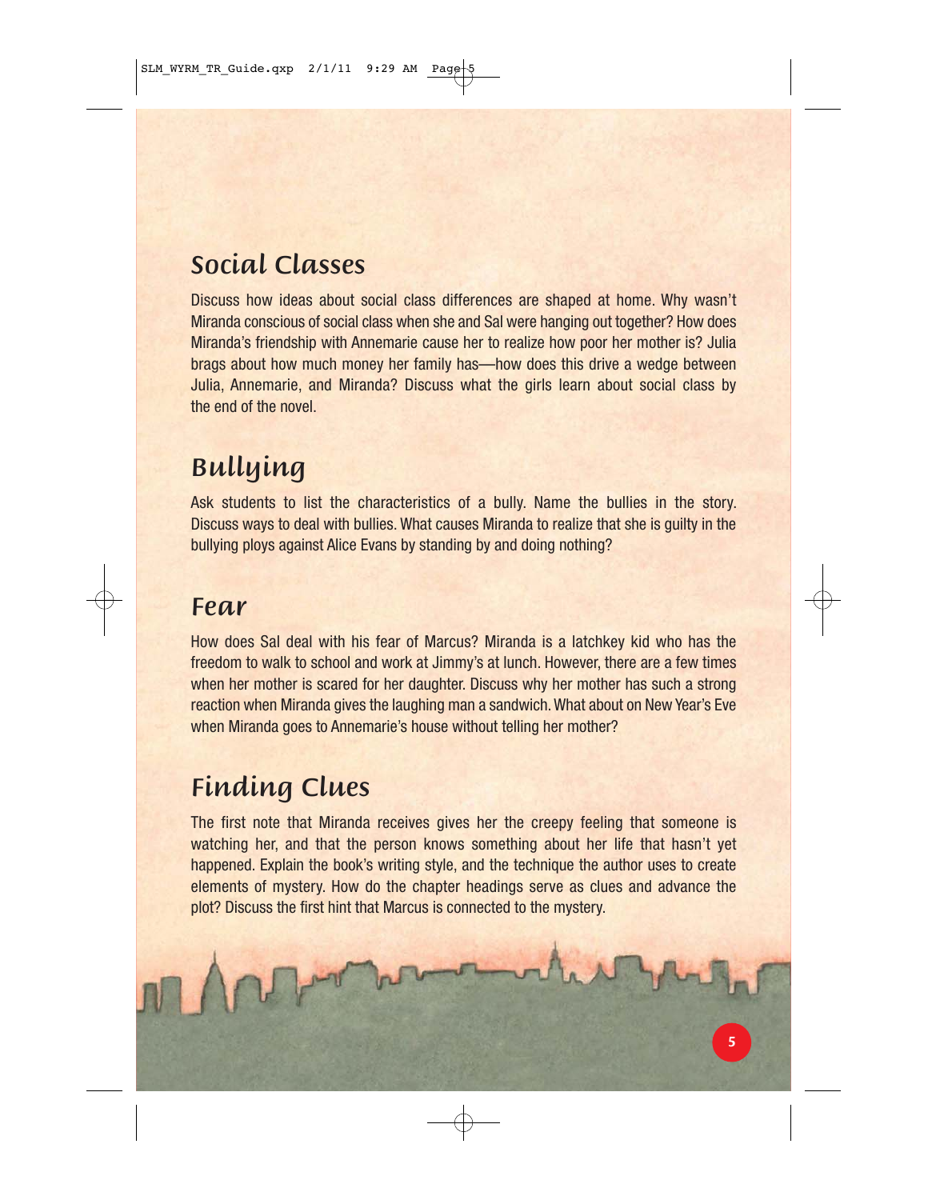## Social Classes

Discuss how ideas about social class differences are shaped at home. Why wasn't Miranda conscious of social class when she and Sal were hanging out together? How does Miranda's friendship with Annemarie cause her to realize how poor her mother is? Julia brags about how much money her family has—how does this drive a wedge between Julia, Annemarie, and Miranda? Discuss what the girls learn about social class by the end of the novel.

## Bullying

Ask students to list the characteristics of a bully. Name the bullies in the story. Discuss ways to deal with bullies. What causes Miranda to realize that she is guilty in the bullying ploys against Alice Evans by standing by and doing nothing?

## Fear

How does Sal deal with his fear of Marcus? Miranda is a latchkey kid who has the freedom to walk to school and work at Jimmy's at lunch. However, there are a few times when her mother is scared for her daughter. Discuss why her mother has such a strong reaction when Miranda gives the laughing man a sandwich. What about on New Year's Eve when Miranda goes to Annemarie's house without telling her mother?

## Finding Clues

The first note that Miranda receives gives her the creepy feeling that someone is watching her, and that the person knows something about her life that hasn't yet happened. Explain the book's writing style, and the technique the author uses to create elements of mystery. How do the chapter headings serve as clues and advance the plot? Discuss the first hint that Marcus is connected to the mystery.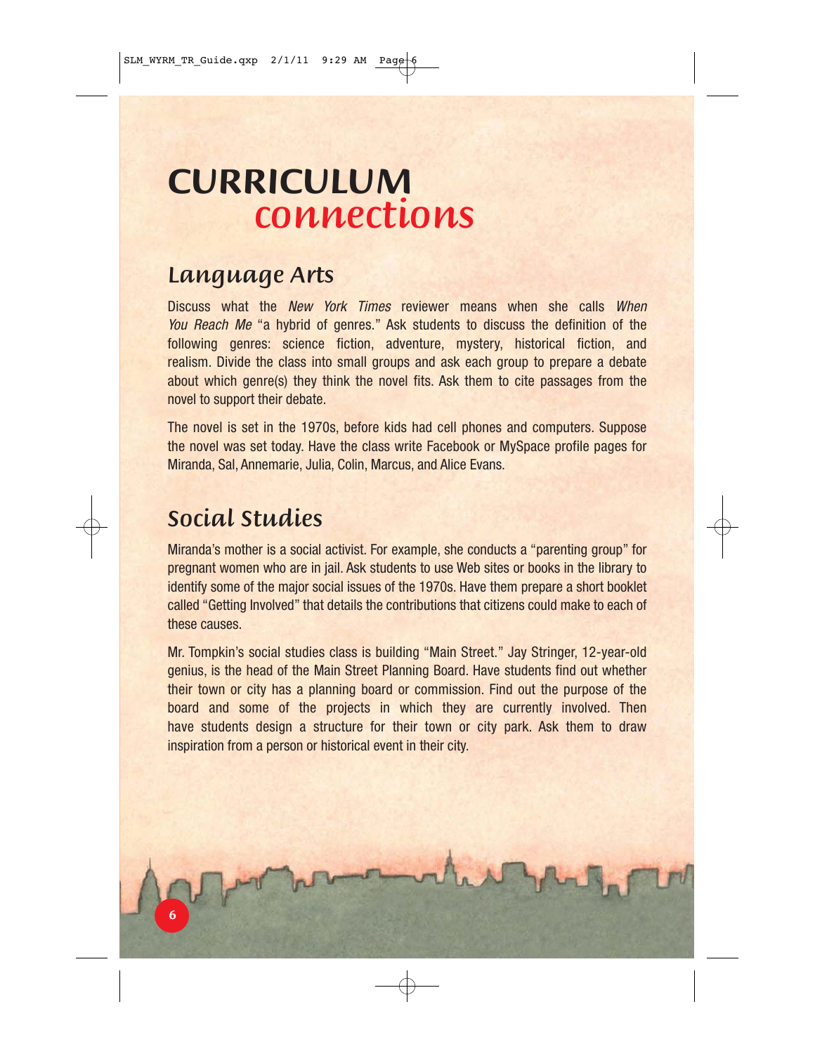# CURRICULUM *connections*

## Language Arts

Discuss what the *New York Times* reviewer means when she calls *When You Reach Me* "a hybrid of genres." Ask students to discuss the definition of the following genres: science fiction, adventure, mystery, historical fiction, and realism. Divide the class into small groups and ask each group to prepare a debate about which genre(s) they think the novel fits. Ask them to cite passages from the novel to support their debate.

The novel is set in the 1970s, before kids had cell phones and computers. Suppose the novel was set today. Have the class write Facebook or MySpace profile pages for Miranda, Sal, Annemarie, Julia, Colin, Marcus, and Alice Evans.

## Social Studies

Miranda's mother is a social activist. For example, she conducts a "parenting group" for pregnant women who are in jail. Ask students to use Web sites or books in the library to identify some of the major social issues of the 1970s. Have them prepare a short booklet called "Getting Involved" that details the contributions that citizens could make to each of these causes.

Mr. Tompkin's social studies class is building "Main Street." Jay Stringer, 12-year-old genius, is the head of the Main Street Planning Board. Have students find out whether their town or city has a planning board or commission. Find out the purpose of the board and some of the projects in which they are currently involved. Then have students design a structure for their town or city park. Ask them to draw inspiration from a person or historical event in their city.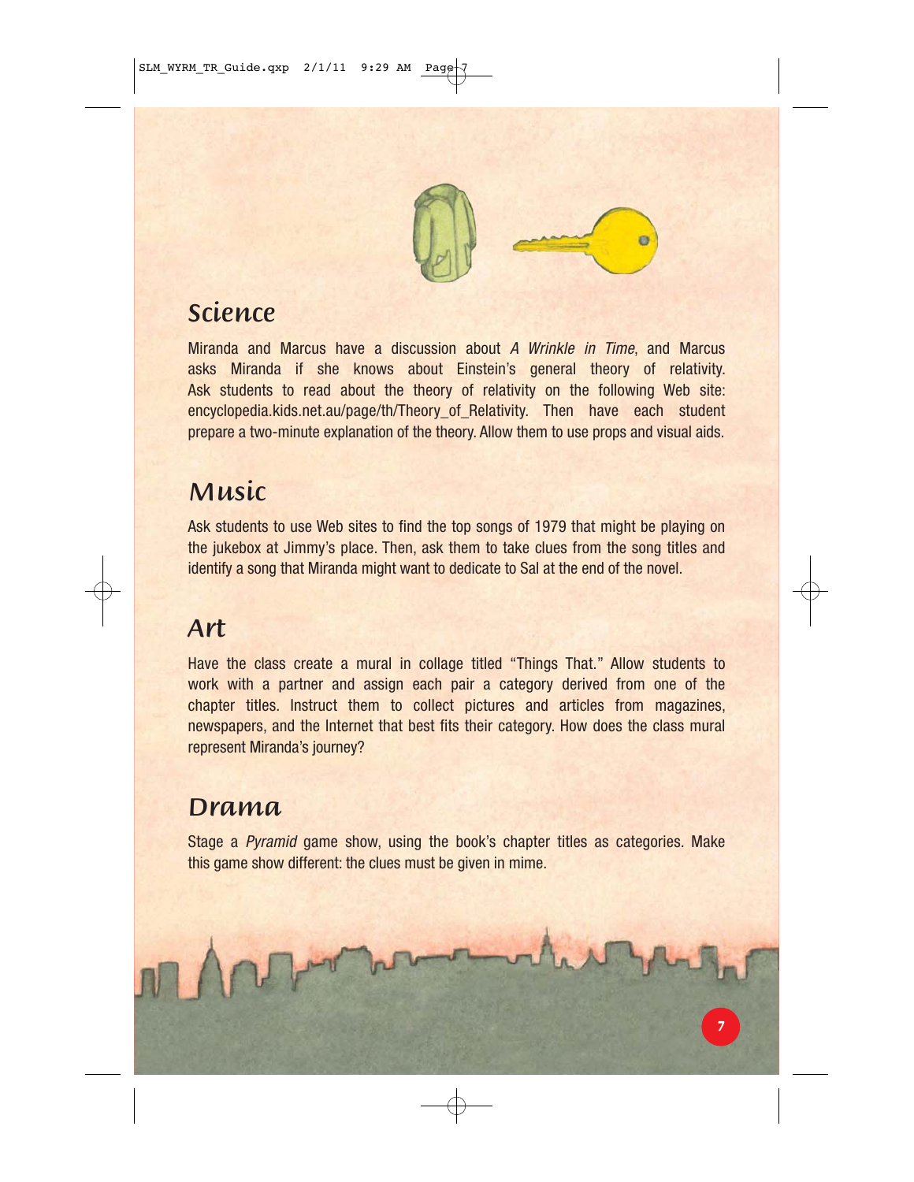## Science

Miranda and Marcus have a discussion about *A Wrinkle in Time*, and Marcus asks Miranda if she knows about Einstein's general theory of relativity. Ask students to read about the theory of relativity on the following Web site: encyclopedia.kids.net.au/page/th/Theory_of_Relativity. Then have each student prepare a two-minute explanation of the theory. Allow them to use props and visual aids.

## Music

Ask students to use Web sites to find the top songs of 1979 that might be playing on the jukebox at Jimmy's place. Then, ask them to take clues from the song titles and identify a song that Miranda might want to dedicate to Sal at the end of the novel.

## Art

Have the class create a mural in collage titled "Things That." Allow students to work with a partner and assign each pair a category derived from one of the chapter titles. Instruct them to collect pictures and articles from magazines, newspapers, and the Internet that best fits their category. How does the class mural represent Miranda's journey?

## Drama

Stage a *Pyramid* game show, using the book's chapter titles as categories. Make this game show different: the clues must be given in mime.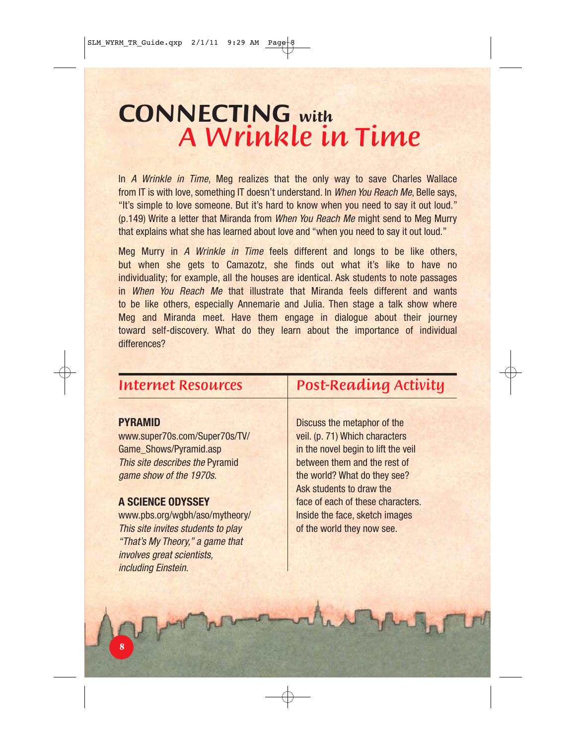# CONNECTING with *A Wrinkle in Time*

In *A Wrinkle in Time*, Meg realizes that the only way to save Charles Wallace from IT is with love, something IT doesn't understand. In *When You Reach Me*, Belle says, "It's simple to love someone. But it's hard to know when you need to say it out loud." (p.149) Write a letter that Miranda from *When You Reach Me* might send to Meg Murry that explains what she has learned about love and "when you need to say it out loud."

Meg Murry in *A Wrinkle in Time* feels different and longs to be like others, but when she gets to Camazotz, she finds out what it's like to have no individuality; for example, all the houses are identical. Ask students to note passages in *When You Reach Me* that illustrate that Miranda feels different and wants to be like others, especially Annemarie and Julia. Then stage a talk show where Meg and Miranda meet. Have them engage in dialogue about their journey toward self-discovery. What do they learn about the importance of individual differences?

## Internet Resources

**PYRAMID**
www.super70s.com/Super70s/TV/Game_Shows/Pyramid.asp
*This site describes the* Pyramid *game show of the 1970s.*

**A SCIENCE ODYSSEY**
www.pbs.org/wgbh/aso/mytheory/
*This site invites students to play "That's My Theory," a game that involves great scientists, including Einstein.*

## Post-Reading Activity

Discuss the metaphor of the veil. (p. 71) Which characters in the novel begin to lift the veil between them and the rest of the world? What do they see? Ask students to draw the face of each of these characters. Inside the face, sketch images of the world they now see.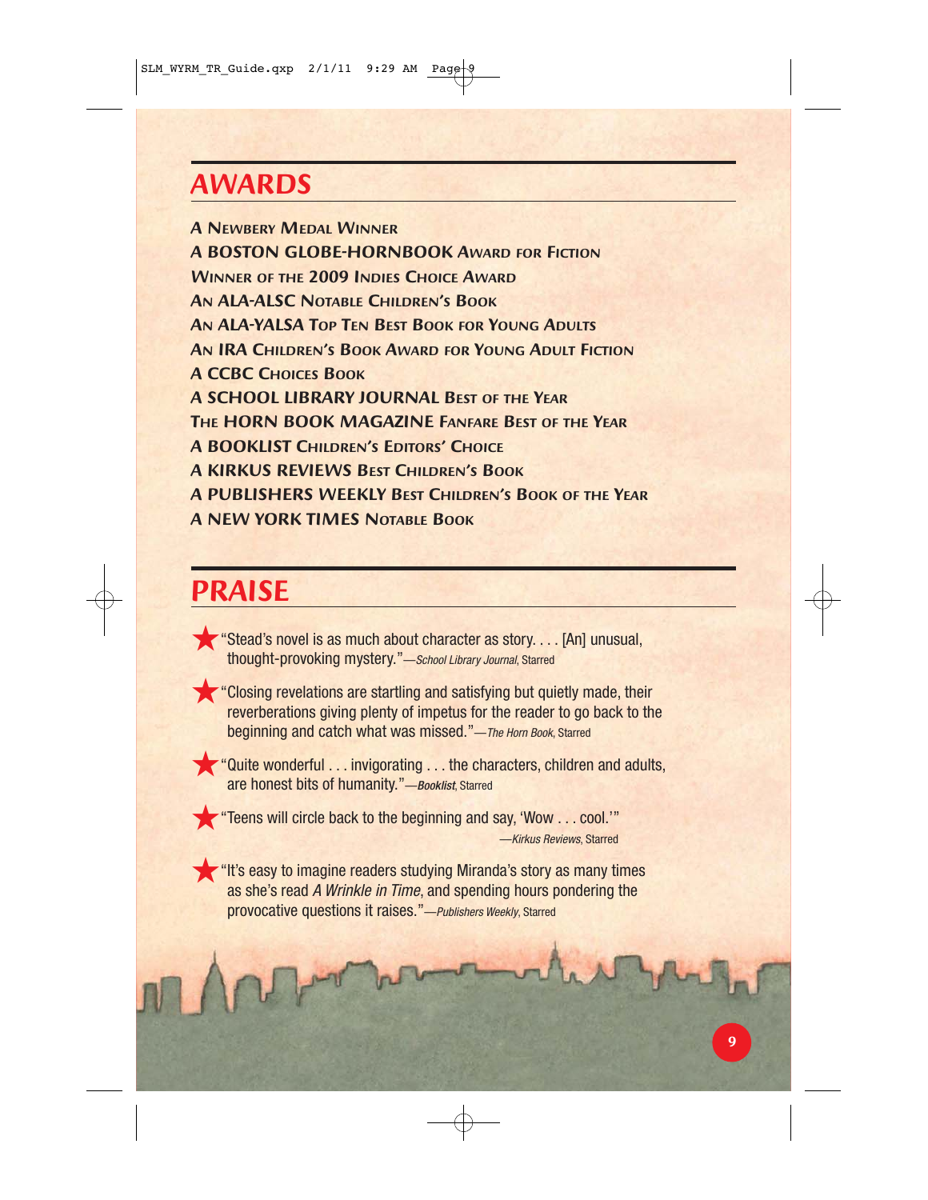## AWARDS

A Newbery Medal Winner
A BOSTON GLOBE-HORNBOOK Award for Fiction
Winner of the 2009 Indies Choice Award
An ALA-ALSC Notable Children's Book
An ALA-YALSA Top Ten Best Book for Young Adults
An IRA Children's Book Award for Young Adult Fiction
A CCBC Choices Book
A SCHOOL LIBRARY JOURNAL Best of the Year
The HORN BOOK MAGAZINE Fanfare Best of the Year
A BOOKLIST Children's Editors' Choice
A KIRKUS REVIEWS Best Children's Book
A PUBLISHERS WEEKLY Best Children's Book of the Year
A NEW YORK TIMES Notable Book

## PRAISE

★ "Stead's novel is as much about character as story. . . . [An] unusual, thought-provoking mystery."—*School Library Journal*, Starred

★ "Closing revelations are startling and satisfying but quietly made, their reverberations giving plenty of impetus for the reader to go back to the beginning and catch what was missed."—*The Horn Book*, Starred

★ "Quite wonderful . . . invigorating . . . the characters, children and adults, are honest bits of humanity."—***Booklist***, Starred

★ "Teens will circle back to the beginning and say, 'Wow . . . cool.'"
—*Kirkus Reviews*, Starred

★ "It's easy to imagine readers studying Miranda's story as many times as she's read *A Wrinkle in Time*, and spending hours pondering the provocative questions it raises."—*Publishers Weekly*, Starred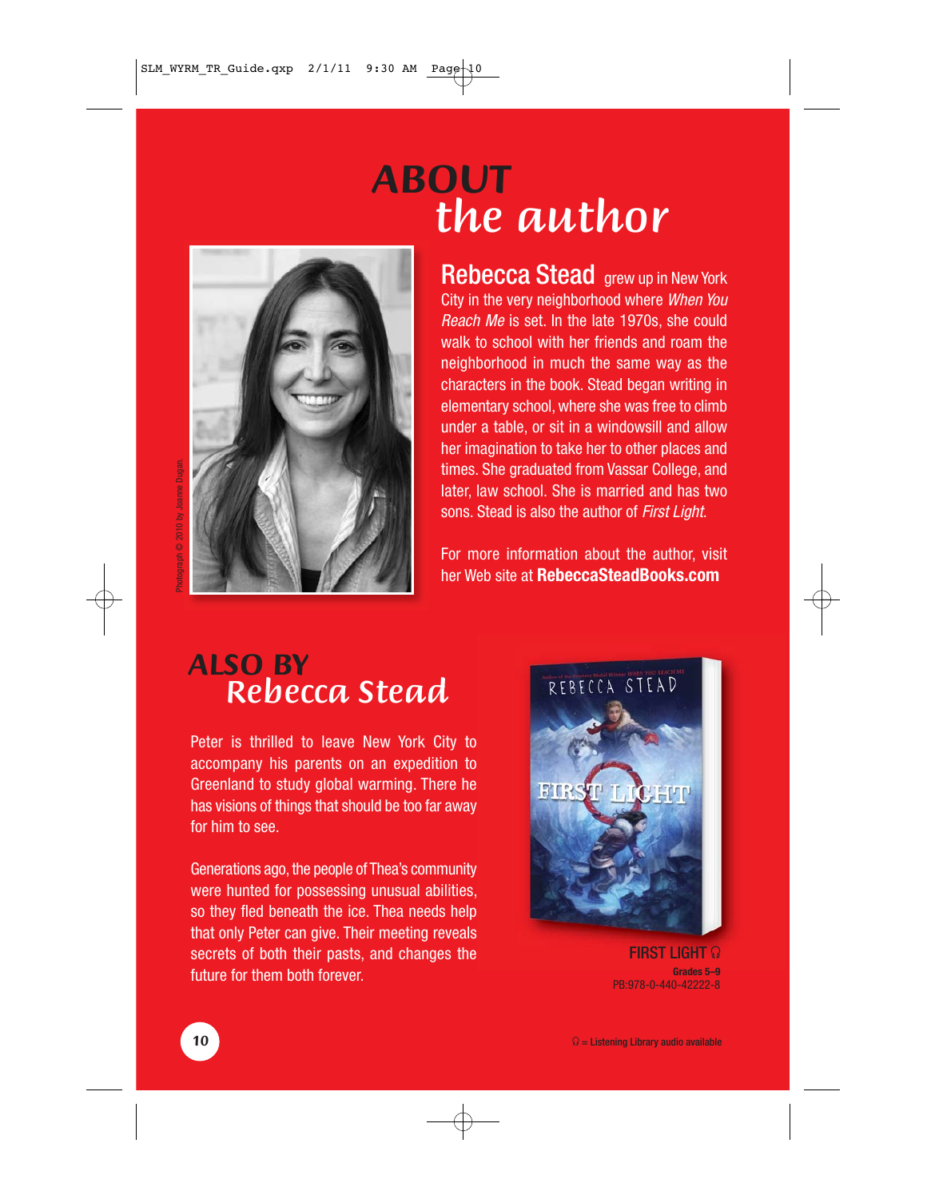# ABOUT the author

**Rebecca Stead** grew up in New York City in the very neighborhood where *When You Reach Me* is set. In the late 1970s, she could walk to school with her friends and roam the neighborhood in much the same way as the characters in the book. Stead began writing in elementary school, where she was free to climb under a table, or sit in a windowsill and allow her imagination to take her to other places and times. She graduated from Vassar College, and later, law school. She is married and has two sons. Stead is also the author of *First Light.*

For more information about the author, visit her Web site at **RebeccaSteadBooks.com**

Photograph © 2010 by Joanne Dugan.

## ALSO BY Rebecca Stead

Peter is thrilled to leave New York City to accompany his parents on an expedition to Greenland to study global warming. There he has visions of things that should be too far away for him to see.

Generations ago, the people of Thea's community were hunted for possessing unusual abilities, so they fled beneath the ice. Thea needs help that only Peter can give. Their meeting reveals secrets of both their pasts, and changes the future for them both forever.

FIRST LIGHT 🎧
**Grades 5–9**
PB:978-0-440-42222-8

🎧 = Listening Library audio available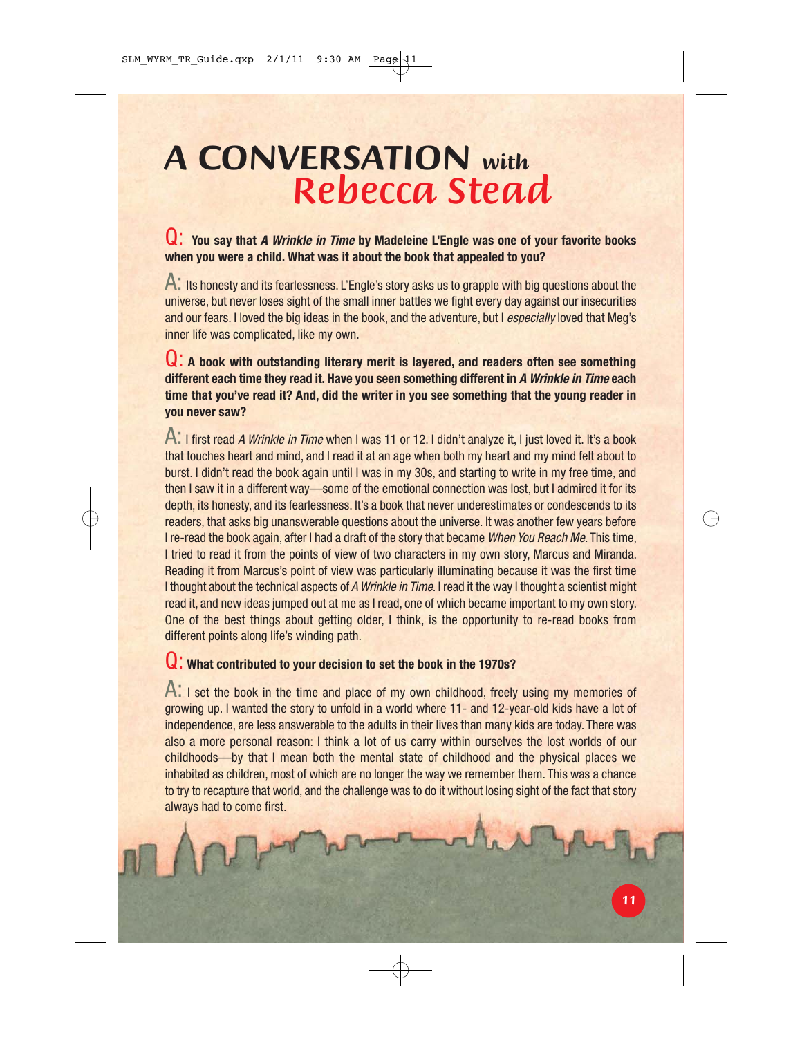# A CONVERSATION with Rebecca Stead

**Q: You say that *A Wrinkle in Time* by Madeleine L'Engle was one of your favorite books when you were a child. What was it about the book that appealed to you?**

A: Its honesty and its fearlessness. L'Engle's story asks us to grapple with big questions about the universe, but never loses sight of the small inner battles we fight every day against our insecurities and our fears. I loved the big ideas in the book, and the adventure, but I *especially* loved that Meg's inner life was complicated, like my own.

**Q: A book with outstanding literary merit is layered, and readers often see something different each time they read it. Have you seen something different in *A Wrinkle in Time* each time that you've read it? And, did the writer in you see something that the young reader in you never saw?**

A: I first read *A Wrinkle in Time* when I was 11 or 12. I didn't analyze it, I just loved it. It's a book that touches heart and mind, and I read it at an age when both my heart and my mind felt about to burst. I didn't read the book again until I was in my 30s, and starting to write in my free time, and then I saw it in a different way—some of the emotional connection was lost, but I admired it for its depth, its honesty, and its fearlessness. It's a book that never underestimates or condescends to its readers, that asks big unanswerable questions about the universe. It was another few years before I re-read the book again, after I had a draft of the story that became *When You Reach Me*. This time, I tried to read it from the points of view of two characters in my own story, Marcus and Miranda. Reading it from Marcus's point of view was particularly illuminating because it was the first time I thought about the technical aspects of *A Wrinkle in Time*. I read it the way I thought a scientist might read it, and new ideas jumped out at me as I read, one of which became important to my own story. One of the best things about getting older, I think, is the opportunity to re-read books from different points along life's winding path.

**Q: What contributed to your decision to set the book in the 1970s?**

A: I set the book in the time and place of my own childhood, freely using my memories of growing up. I wanted the story to unfold in a world where 11- and 12-year-old kids have a lot of independence, are less answerable to the adults in their lives than many kids are today. There was also a more personal reason: I think a lot of us carry within ourselves the lost worlds of our childhoods—by that I mean both the mental state of childhood and the physical places we inhabited as children, most of which are no longer the way we remember them. This was a chance to try to recapture that world, and the challenge was to do it without losing sight of the fact that story always had to come first.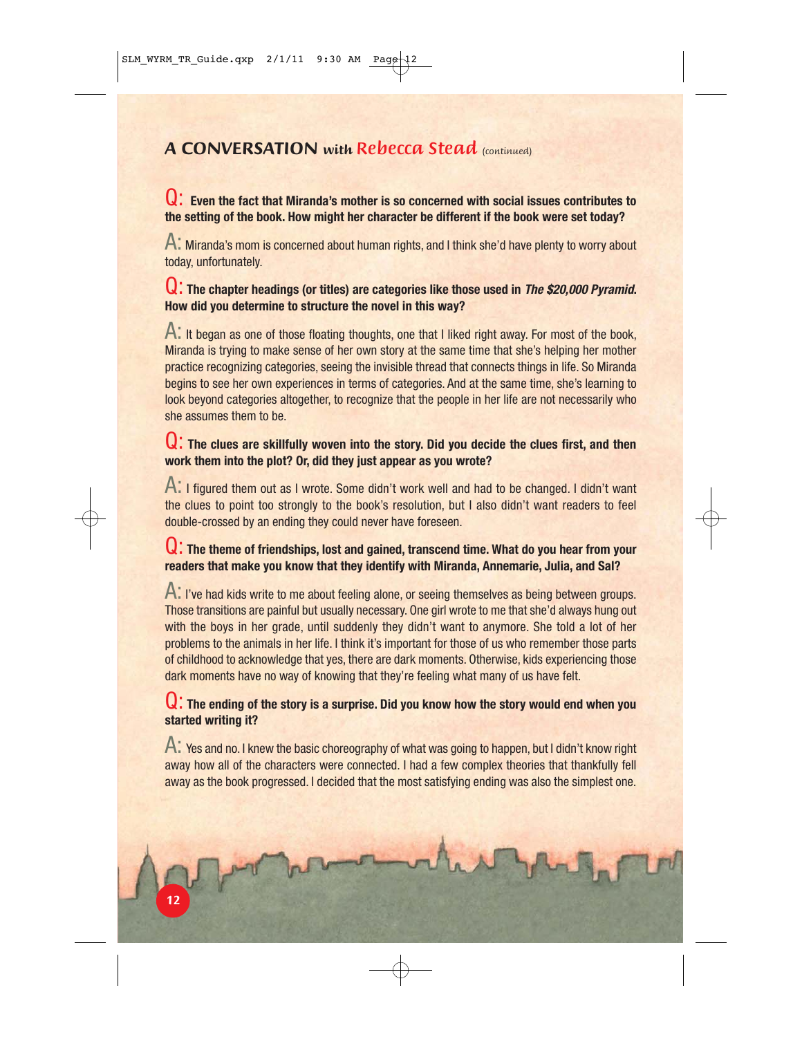## A CONVERSATION *with* Rebecca Stead *(continued)*

**Q: Even the fact that Miranda's mother is so concerned with social issues contributes to the setting of the book. How might her character be different if the book were set today?**

A: Miranda's mom is concerned about human rights, and I think she'd have plenty to worry about today, unfortunately.

**Q: The chapter headings (or titles) are categories like those used in *The $20,000 Pyramid*. How did you determine to structure the novel in this way?**

A: It began as one of those floating thoughts, one that I liked right away. For most of the book, Miranda is trying to make sense of her own story at the same time that she's helping her mother practice recognizing categories, seeing the invisible thread that connects things in life. So Miranda begins to see her own experiences in terms of categories. And at the same time, she's learning to look beyond categories altogether, to recognize that the people in her life are not necessarily who she assumes them to be.

**Q: The clues are skillfully woven into the story. Did you decide the clues first, and then work them into the plot? Or, did they just appear as you wrote?**

A: I figured them out as I wrote. Some didn't work well and had to be changed. I didn't want the clues to point too strongly to the book's resolution, but I also didn't want readers to feel double-crossed by an ending they could never have foreseen.

**Q: The theme of friendships, lost and gained, transcend time. What do you hear from your readers that make you know that they identify with Miranda, Annemarie, Julia, and Sal?**

A: I've had kids write to me about feeling alone, or seeing themselves as being between groups. Those transitions are painful but usually necessary. One girl wrote to me that she'd always hung out with the boys in her grade, until suddenly they didn't want to anymore. She told a lot of her problems to the animals in her life. I think it's important for those of us who remember those parts of childhood to acknowledge that yes, there are dark moments. Otherwise, kids experiencing those dark moments have no way of knowing that they're feeling what many of us have felt.

**Q: The ending of the story is a surprise. Did you know how the story would end when you started writing it?**

A: Yes and no. I knew the basic choreography of what was going to happen, but I didn't know right away how all of the characters were connected. I had a few complex theories that thankfully fell away as the book progressed. I decided that the most satisfying ending was also the simplest one.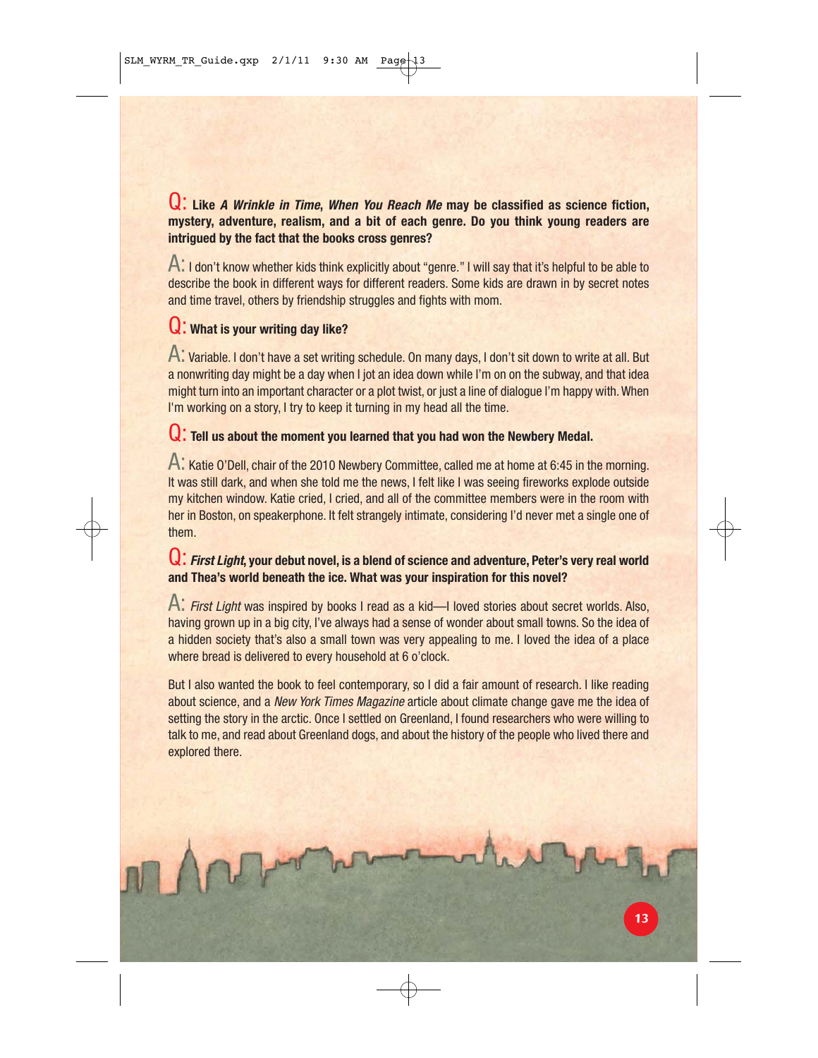**Q: Like *A Wrinkle in Time*, *When You Reach Me* may be classified as science fiction, mystery, adventure, realism, and a bit of each genre. Do you think young readers are intrigued by the fact that the books cross genres?**

A: I don't know whether kids think explicitly about "genre." I will say that it's helpful to be able to describe the book in different ways for different readers. Some kids are drawn in by secret notes and time travel, others by friendship struggles and fights with mom.

**Q: What is your writing day like?**

A: Variable. I don't have a set writing schedule. On many days, I don't sit down to write at all. But a nonwriting day might be a day when I jot an idea down while I'm on on the subway, and that idea might turn into an important character or a plot twist, or just a line of dialogue I'm happy with. When I'm working on a story, I try to keep it turning in my head all the time.

**Q: Tell us about the moment you learned that you had won the Newbery Medal.**

A: Katie O'Dell, chair of the 2010 Newbery Committee, called me at home at 6:45 in the morning. It was still dark, and when she told me the news, I felt like I was seeing fireworks explode outside my kitchen window. Katie cried, I cried, and all of the committee members were in the room with her in Boston, on speakerphone. It felt strangely intimate, considering I'd never met a single one of them.

**Q: *First Light*, your debut novel, is a blend of science and adventure, Peter's very real world and Thea's world beneath the ice. What was your inspiration for this novel?**

A: *First Light* was inspired by books I read as a kid—I loved stories about secret worlds. Also, having grown up in a big city, I've always had a sense of wonder about small towns. So the idea of a hidden society that's also a small town was very appealing to me. I loved the idea of a place where bread is delivered to every household at 6 o'clock.

But I also wanted the book to feel contemporary, so I did a fair amount of research. I like reading about science, and a *New York Times Magazine* article about climate change gave me the idea of setting the story in the arctic. Once I settled on Greenland, I found researchers who were willing to talk to me, and read about Greenland dogs, and about the history of the people who lived there and explored there.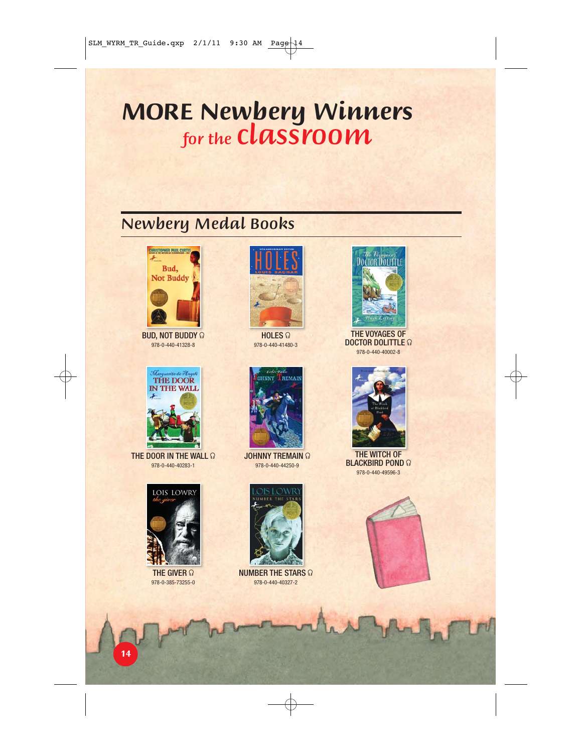# MORE Newbery Winners *for the* classroom

## Newbery Medal Books

BUD, NOT BUDDY
978-0-440-41328-8

HOLES
978-0-440-41480-3

THE VOYAGES OF DOCTOR DOLITTLE
978-0-440-40002-8

THE DOOR IN THE WALL
978-0-440-40283-1

JOHNNY TREMAIN
978-0-440-44250-9

THE WITCH OF BLACKBIRD POND
978-0-440-49596-3

THE GIVER
978-0-385-73255-0

NUMBER THE STARS
978-0-440-40327-2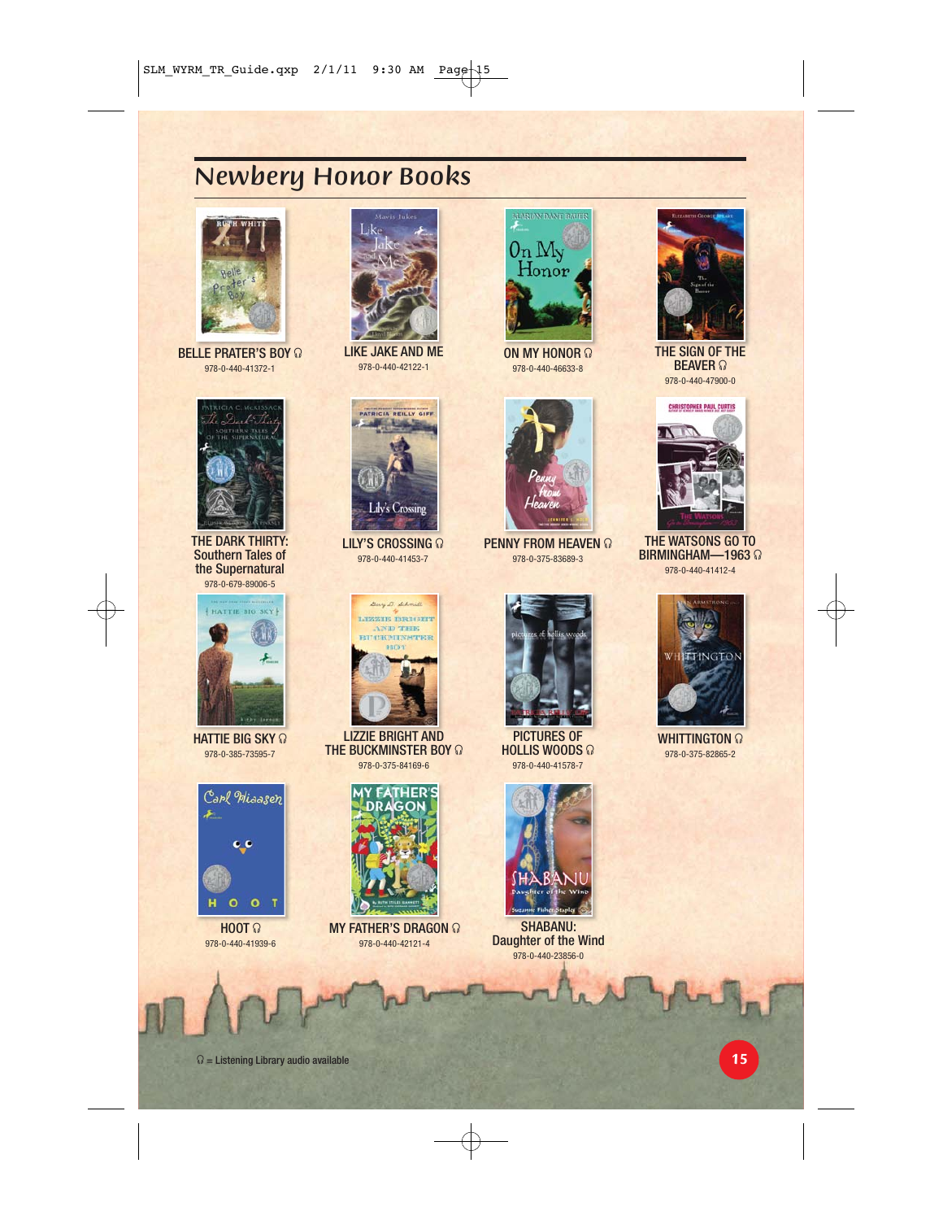## Newbery Honor Books

BELLE PRATER'S BOY 🎧
978-0-440-41372-1

LIKE JAKE AND ME
978-0-440-42122-1

ON MY HONOR 🎧
978-0-440-46633-8

THE SIGN OF THE BEAVER 🎧
978-0-440-47900-0

THE DARK THIRTY: Southern Tales of the Supernatural
978-0-679-89006-5

LILY'S CROSSING 🎧
978-0-440-41453-7

PENNY FROM HEAVEN 🎧
978-0-375-83689-3

THE WATSONS GO TO BIRMINGHAM—1963 🎧
978-0-440-41412-4

HATTIE BIG SKY 🎧
978-0-385-73595-7

LIZZIE BRIGHT AND THE BUCKMINSTER BOY 🎧
978-0-375-84169-6

PICTURES OF HOLLIS WOODS 🎧
978-0-440-41578-7

WHITTINGTON 🎧
978-0-375-82865-2

HOOT 🎧
978-0-440-41939-6

MY FATHER'S DRAGON 🎧
978-0-440-42121-4

SHABANU: Daughter of the Wind
978-0-440-23856-0

🎧 = Listening Library audio available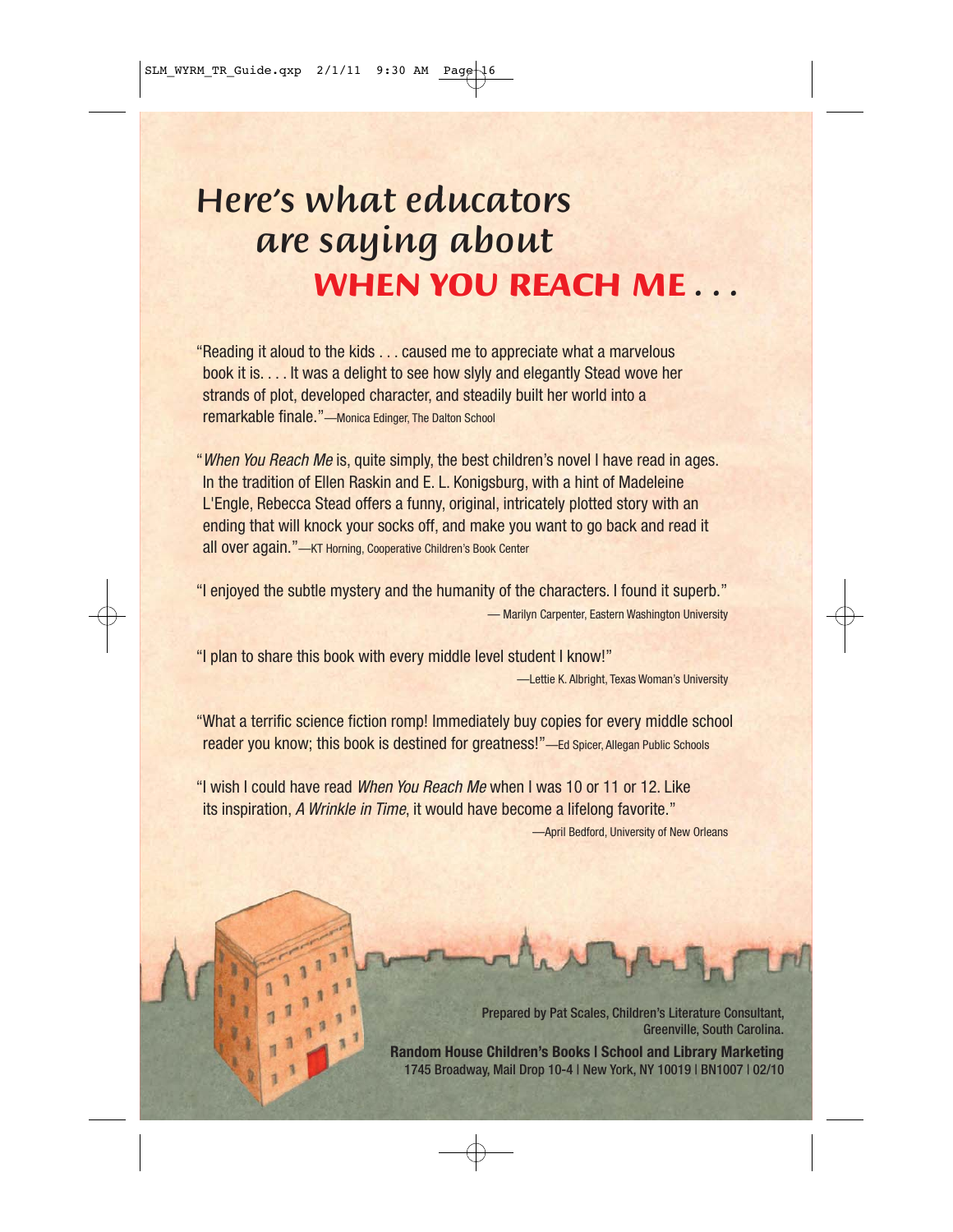# Here's what educators are saying about WHEN YOU REACH ME . . .

"Reading it aloud to the kids . . . caused me to appreciate what a marvelous book it is. . . . It was a delight to see how slyly and elegantly Stead wove her strands of plot, developed character, and steadily built her world into a remarkable finale."—Monica Edinger, The Dalton School

"*When You Reach Me* is, quite simply, the best children's novel I have read in ages. In the tradition of Ellen Raskin and E. L. Konigsburg, with a hint of Madeleine L'Engle, Rebecca Stead offers a funny, original, intricately plotted story with an ending that will knock your socks off, and make you want to go back and read it all over again."—KT Horning, Cooperative Children's Book Center

"I enjoyed the subtle mystery and the humanity of the characters. I found it superb."
— Marilyn Carpenter, Eastern Washington University

"I plan to share this book with every middle level student I know!"
—Lettie K. Albright, Texas Woman's University

"What a terrific science fiction romp! Immediately buy copies for every middle school reader you know; this book is destined for greatness!"—Ed Spicer, Allegan Public Schools

"I wish I could have read *When You Reach Me* when I was 10 or 11 or 12. Like its inspiration, *A Wrinkle in Time*, it would have become a lifelong favorite."
—April Bedford, University of New Orleans

**Prepared by Pat Scales, Children's Literature Consultant, Greenville, South Carolina.**

**Random House Children's Books | School and Library Marketing**
**1745 Broadway, Mail Drop 10-4 | New York, NY 10019 | BN1007 | 02/10**